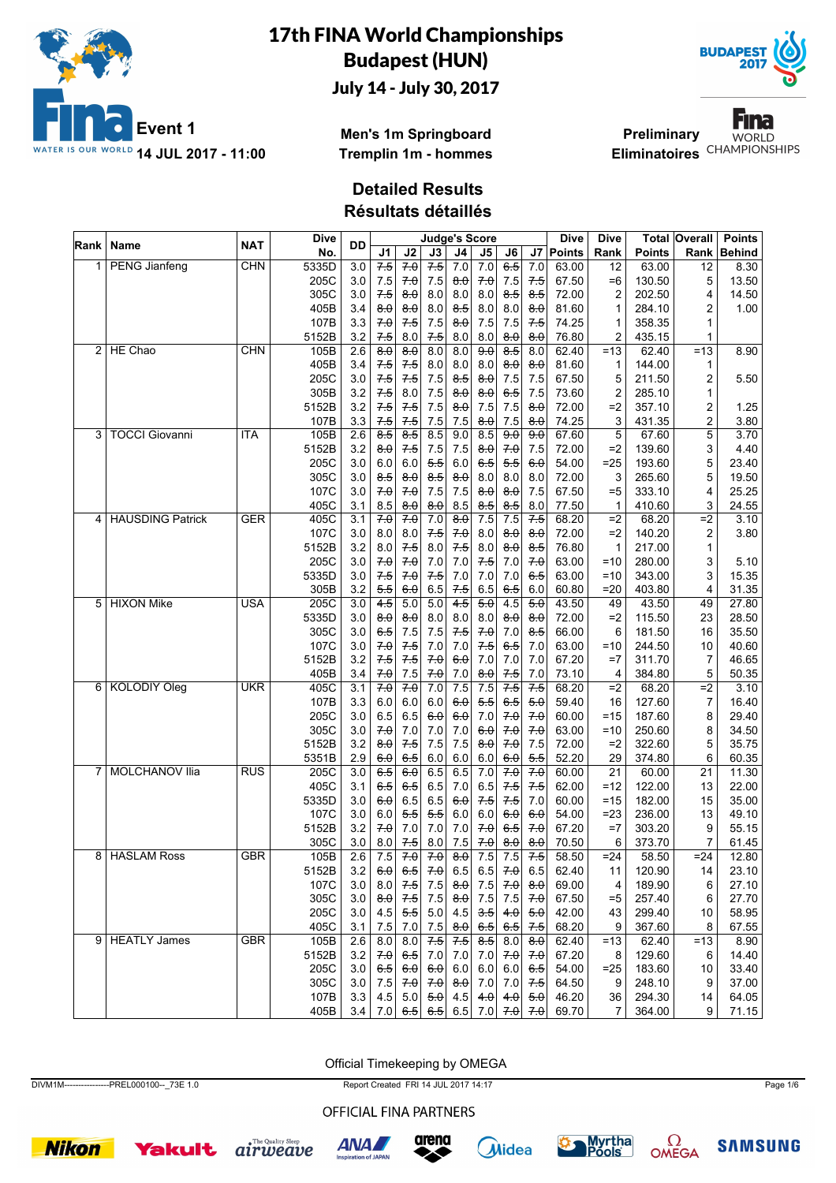# 17th FINA World Championships
# Budapest (HUN)
## July 14 - July 30, 2017

**Event 1**
**14 JUL 2017 - 11:00**

**Men's 1m Springboard**
**Tremplin 1m - hommes**

**Preliminary**
**Eliminatoires**

### Detailed Results
### Résultats détaillés

| Rank | Name | NAT | Dive No. | DD | J1 | J2 | J3 | J4 | J5 | J6 | J7 | Dive Points | Dive Rank | Total Points | Overall Rank | Points Behind |
|---|---|---|---|---|---|---|---|---|---|---|---|---|---|---|---|---|
| 1 | PENG Jianfeng | CHN | 5335D | 3.0 | 7.5 | 7.0 | 7.5 | 7.0 | 7.0 | 6.5 | 7.0 | 63.00 | 12 | 63.00 | 12 | 8.30 |
| | | | 205C | 3.0 | 7.5 | 7.0 | 7.5 | 8.0 | 7.0 | 7.5 | 7.5 | 67.50 | =6 | 130.50 | 5 | 13.50 |
| | | | 305C | 3.0 | 7.5 | 8.0 | 8.0 | 8.0 | 8.0 | 8.5 | 8.5 | 72.00 | 2 | 202.50 | 4 | 14.50 |
| | | | 405B | 3.4 | 8.0 | 8.0 | 8.0 | 8.5 | 8.0 | 8.0 | 8.0 | 81.60 | 1 | 284.10 | 2 | 1.00 |
| | | | 107B | 3.3 | 7.0 | 7.5 | 7.5 | 8.0 | 7.5 | 7.5 | 7.5 | 74.25 | 1 | 358.35 | 1 | |
| | | | 5152B | 3.2 | 7.5 | 8.0 | 7.5 | 8.0 | 8.0 | 8.0 | 8.0 | 76.80 | 2 | 435.15 | 1 | |
| 2 | HE Chao | CHN | 105B | 2.6 | 8.0 | 8.0 | 8.0 | 8.0 | 9.0 | 8.5 | 8.0 | 62.40 | =13 | 62.40 | =13 | 8.90 |
| | | | 405B | 3.4 | 7.5 | 7.5 | 8.0 | 8.0 | 8.0 | 8.0 | 8.0 | 81.60 | 1 | 144.00 | 1 | |
| | | | 205C | 3.0 | 7.5 | 7.5 | 7.5 | 8.5 | 8.0 | 7.5 | 7.5 | 67.50 | 5 | 211.50 | 2 | 5.50 |
| | | | 305B | 3.2 | 7.5 | 8.0 | 7.5 | 8.0 | 8.0 | 6.5 | 7.5 | 73.60 | 2 | 285.10 | 1 | |
| | | | 5152B | 3.2 | 7.5 | 7.5 | 7.5 | 8.0 | 7.5 | 7.5 | 8.0 | 72.00 | =2 | 357.10 | 2 | 1.25 |
| | | | 107B | 3.3 | 7.5 | 7.5 | 7.5 | 7.5 | 8.0 | 7.5 | 8.0 | 74.25 | 3 | 431.35 | 2 | 3.80 |
| 3 | TOCCI Giovanni | ITA | 105B | 2.6 | 8.5 | 8.5 | 8.5 | 9.0 | 8.5 | 9.0 | 9.0 | 67.60 | 5 | 67.60 | 5 | 3.70 |
| | | | 5152B | 3.2 | 8.0 | 7.5 | 7.5 | 7.5 | 8.0 | 7.0 | 7.5 | 72.00 | =2 | 139.60 | 3 | 4.40 |
| | | | 205C | 3.0 | 6.0 | 6.0 | 5.5 | 6.0 | 6.5 | 5.5 | 6.0 | 54.00 | =25 | 193.60 | 5 | 23.40 |
| | | | 305C | 3.0 | 8.5 | 8.0 | 8.5 | 8.0 | 8.0 | 8.0 | 8.0 | 72.00 | 3 | 265.60 | 5 | 19.50 |
| | | | 107C | 3.0 | 7.0 | 7.0 | 7.5 | 7.5 | 8.0 | 8.0 | 7.5 | 67.50 | =5 | 333.10 | 4 | 25.25 |
| | | | 405C | 3.1 | 8.5 | 8.0 | 8.0 | 8.5 | 8.5 | 8.5 | 8.0 | 77.50 | 1 | 410.60 | 3 | 24.55 |
| 4 | HAUSDING Patrick | GER | 405C | 3.1 | 7.0 | 7.0 | 7.0 | 8.0 | 7.5 | 7.5 | 7.5 | 68.20 | =2 | 68.20 | =2 | 3.10 |
| | | | 107C | 3.0 | 8.0 | 8.0 | 7.5 | 7.0 | 8.0 | 8.0 | 8.0 | 72.00 | =2 | 140.20 | 2 | 3.80 |
| | | | 5152B | 3.2 | 8.0 | 7.5 | 8.0 | 7.5 | 8.0 | 8.0 | 8.5 | 76.80 | 1 | 217.00 | 1 | |
| | | | 205C | 3.0 | 7.0 | 7.0 | 7.0 | 7.0 | 7.5 | 7.0 | 7.0 | 63.00 | =10 | 280.00 | 3 | 5.10 |
| | | | 5335D | 3.0 | 7.5 | 7.0 | 7.5 | 7.0 | 7.0 | 7.0 | 6.5 | 63.00 | =10 | 343.00 | 3 | 15.35 |
| | | | 305B | 3.2 | 5.5 | 6.0 | 6.5 | 7.5 | 6.5 | 6.5 | 6.0 | 60.80 | =20 | 403.80 | 4 | 31.35 |
| 5 | HIXON Mike | USA | 205C | 3.0 | 4.5 | 5.0 | 5.0 | 4.5 | 5.0 | 4.5 | 5.0 | 43.50 | 49 | 43.50 | 49 | 27.80 |
| | | | 5335D | 3.0 | 8.0 | 8.0 | 8.0 | 8.0 | 8.0 | 8.0 | 8.0 | 72.00 | =2 | 115.50 | 23 | 28.50 |
| | | | 305C | 3.0 | 6.5 | 7.5 | 7.5 | 7.5 | 7.0 | 7.0 | 8.5 | 66.00 | 6 | 181.50 | 16 | 35.50 |
| | | | 107C | 3.0 | 7.0 | 7.5 | 7.0 | 7.0 | 7.5 | 6.5 | 7.0 | 63.00 | =10 | 244.50 | 10 | 40.60 |
| | | | 5152B | 3.2 | 7.5 | 7.5 | 7.0 | 6.0 | 7.0 | 7.0 | 7.0 | 67.20 | =7 | 311.70 | 7 | 46.65 |
| | | | 405B | 3.4 | 7.0 | 7.5 | 7.0 | 7.0 | 8.0 | 7.5 | 7.0 | 73.10 | 4 | 384.80 | 5 | 50.35 |
| 6 | KOLODIY Oleg | UKR | 405C | 3.1 | 7.0 | 7.0 | 7.0 | 7.5 | 7.5 | 7.5 | 7.5 | 68.20 | =2 | 68.20 | =2 | 3.10 |
| | | | 107B | 3.3 | 6.0 | 6.0 | 6.0 | 6.0 | 5.5 | 6.5 | 5.0 | 59.40 | 16 | 127.60 | 7 | 16.40 |
| | | | 205C | 3.0 | 6.5 | 6.5 | 6.0 | 6.0 | 7.0 | 7.0 | 7.0 | 60.00 | =15 | 187.60 | 8 | 29.40 |
| | | | 305C | 3.0 | 7.0 | 7.0 | 7.0 | 7.0 | 6.0 | 7.0 | 7.0 | 63.00 | =10 | 250.60 | 8 | 34.50 |
| | | | 5152B | 3.2 | 8.0 | 7.5 | 7.5 | 7.5 | 8.0 | 7.0 | 7.5 | 72.00 | =2 | 322.60 | 5 | 35.75 |
| | | | 5351B | 2.9 | 6.0 | 6.5 | 6.0 | 6.0 | 6.0 | 6.0 | 5.5 | 52.20 | 29 | 374.80 | 6 | 60.35 |
| 7 | MOLCHANOV Ilia | RUS | 205C | 3.0 | 6.5 | 6.0 | 6.5 | 6.5 | 7.0 | 7.0 | 7.0 | 60.00 | 21 | 60.00 | 21 | 11.30 |
| | | | 405C | 3.1 | 6.5 | 6.5 | 6.5 | 7.0 | 6.5 | 7.5 | 7.5 | 62.00 | =12 | 122.00 | 13 | 22.00 |
| | | | 5335D | 3.0 | 6.0 | 6.5 | 6.5 | 6.0 | 7.5 | 7.5 | 7.0 | 60.00 | =15 | 182.00 | 15 | 35.00 |
| | | | 107C | 3.0 | 6.0 | 5.5 | 5.5 | 6.0 | 6.0 | 6.0 | 6.0 | 54.00 | =23 | 236.00 | 13 | 49.10 |
| | | | 5152B | 3.2 | 7.0 | 7.0 | 7.0 | 7.0 | 7.0 | 6.5 | 7.0 | 67.20 | =7 | 303.20 | 9 | 55.15 |
| | | | 305C | 3.0 | 8.0 | 7.5 | 8.0 | 7.5 | 7.0 | 8.0 | 8.0 | 70.50 | 6 | 373.70 | 7 | 61.45 |
| 8 | HASLAM Ross | GBR | 105B | 2.6 | 7.5 | 7.0 | 7.0 | 8.0 | 7.5 | 7.5 | 7.5 | 58.50 | =24 | 58.50 | =24 | 12.80 |
| | | | 5152B | 3.2 | 6.0 | 6.5 | 7.0 | 6.5 | 6.5 | 7.0 | 6.5 | 62.40 | 11 | 120.90 | 14 | 23.10 |
| | | | 107C | 3.0 | 8.0 | 7.5 | 7.5 | 8.0 | 7.5 | 7.0 | 8.0 | 69.00 | 4 | 189.90 | 6 | 27.10 |
| | | | 305C | 3.0 | 8.0 | 7.5 | 7.5 | 8.0 | 7.5 | 7.5 | 7.0 | 67.50 | =5 | 257.40 | 6 | 27.70 |
| | | | 205C | 3.0 | 4.5 | 5.5 | 5.0 | 4.5 | 3.5 | 4.0 | 5.0 | 42.00 | 43 | 299.40 | 10 | 58.95 |
| | | | 405C | 3.1 | 7.5 | 7.0 | 7.5 | 8.0 | 6.5 | 6.5 | 7.5 | 68.20 | 9 | 367.60 | 8 | 67.55 |
| 9 | HEATLY James | GBR | 105B | 2.6 | 8.0 | 8.0 | 7.5 | 7.5 | 8.5 | 8.0 | 8.0 | 62.40 | =13 | 62.40 | =13 | 8.90 |
| | | | 5152B | 3.2 | 7.0 | 6.5 | 7.0 | 7.0 | 7.0 | 7.0 | 7.0 | 67.20 | 8 | 129.60 | 6 | 14.40 |
| | | | 205C | 3.0 | 6.5 | 6.0 | 6.0 | 6.0 | 6.0 | 6.0 | 6.5 | 54.00 | =25 | 183.60 | 10 | 33.40 |
| | | | 305C | 3.0 | 7.5 | 7.0 | 7.0 | 8.0 | 7.0 | 7.0 | 7.5 | 64.50 | 9 | 248.10 | 9 | 37.00 |
| | | | 107B | 3.3 | 4.5 | 5.0 | 5.0 | 4.5 | 4.0 | 4.0 | 5.0 | 46.20 | 36 | 294.30 | 14 | 64.05 |
| | | | 405B | 3.4 | 7.0 | 6.5 | 6.5 | 6.5 | 7.0 | 7.0 | 7.0 | 69.70 | 7 | 364.00 | 9 | 71.15 |

Official Timekeeping by OMEGA

DIVM1M----------------PREL000100--_73E 1.0 Report Created FRI 14 JUL 2017 14:17

OFFICIAL FINA PARTNERS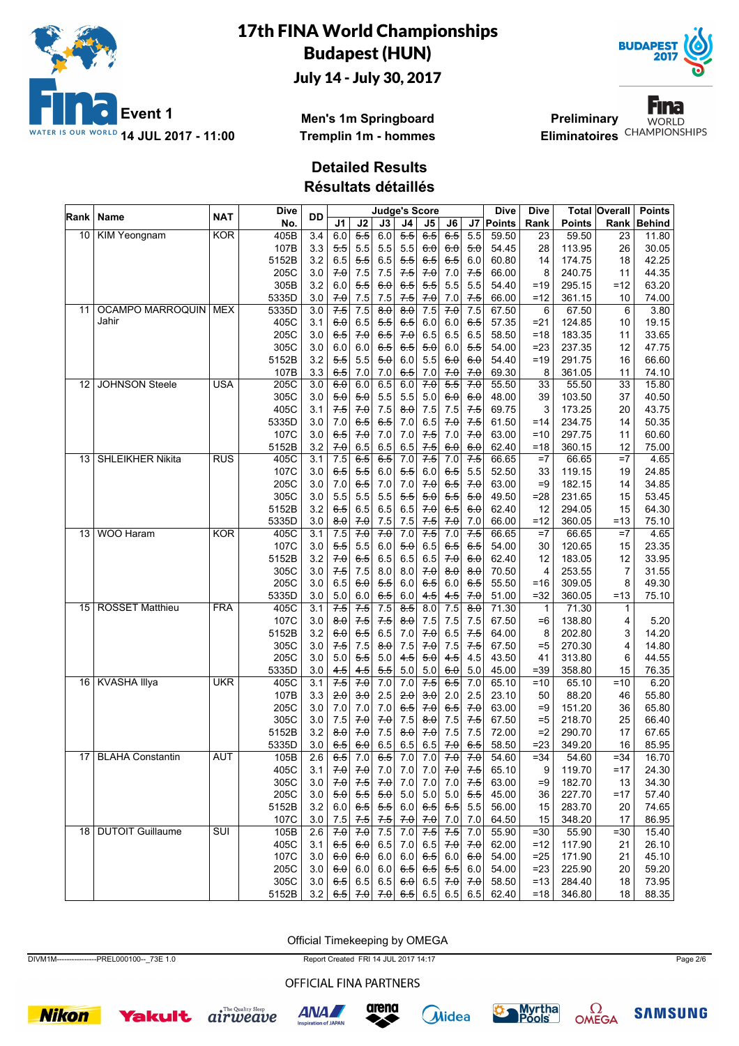# 17th FINA World Championships
## Budapest (HUN)
### July 14 - July 30, 2017

**Event 1** 14 JUL 2017 - 11:00

**Men's 1m Springboard**
**Tremplin 1m - hommes**

**Preliminary**
**Eliminatoires**

## Detailed Results
## Résultats détaillés

| Rank | Name | NAT | Dive No. | DD | J1 | J2 | J3 | J4 | J5 | J6 | J7 | Dive Points | Dive Rank | Total Points | Overall Rank | Points Behind |
|---|---|---|---|---|---|---|---|---|---|---|---|---|---|---|---|---|
| 10 | KIM Yeongnam | KOR | 405B | 3.4 | 6.0 | 5.5 | 6.0 | 5.5 | 6.5 | 6.5 | 5.5 | 59.50 | 23 | 59.50 | 23 | 11.80 |
| | | | 107B | 3.3 | 5.5 | 5.5 | 5.5 | 5.5 | 6.0 | 6.0 | 5.0 | 54.45 | 28 | 113.95 | 26 | 30.05 |
| | | | 5152B | 3.2 | 6.5 | 5.5 | 6.5 | 5.5 | 6.5 | 6.5 | 6.0 | 60.80 | 14 | 174.75 | 18 | 42.25 |
| | | | 205C | 3.0 | 7.0 | 7.5 | 7.5 | 7.5 | 7.0 | 7.0 | 7.5 | 66.00 | 8 | 240.75 | 11 | 44.35 |
| | | | 305B | 3.2 | 6.0 | 5.5 | 6.0 | 6.5 | 5.5 | 5.5 | 5.5 | 54.40 | =19 | 295.15 | =12 | 63.20 |
| | | | 5335D | 3.0 | 7.0 | 7.5 | 7.5 | 7.5 | 7.0 | 7.0 | 7.5 | 66.00 | =12 | 361.15 | 10 | 74.00 |
| 11 | OCAMPO MARROQUIN Jahir | MEX | 5335D | 3.0 | 7.5 | 7.5 | 8.0 | 8.0 | 7.5 | 7.0 | 7.5 | 67.50 | 6 | 67.50 | 6 | 3.80 |
| | | | 405C | 3.1 | 6.0 | 6.5 | 5.5 | 6.5 | 6.0 | 6.0 | 6.5 | 57.35 | =21 | 124.85 | 10 | 19.15 |
| | | | 205C | 3.0 | 6.5 | 7.0 | 6.5 | 7.0 | 6.5 | 6.5 | 6.5 | 58.50 | =18 | 183.35 | 11 | 33.65 |
| | | | 305C | 3.0 | 6.0 | 6.0 | 6.5 | 6.5 | 5.0 | 6.0 | 5.5 | 54.00 | =23 | 237.35 | 12 | 47.75 |
| | | | 5152B | 3.2 | 5.5 | 5.5 | 5.0 | 6.0 | 5.5 | 6.0 | 6.0 | 54.40 | =19 | 291.75 | 16 | 66.60 |
| | | | 107B | 3.3 | 6.5 | 7.0 | 7.0 | 6.5 | 7.0 | 7.0 | 7.0 | 69.30 | 8 | 361.05 | 11 | 74.10 |
| 12 | JOHNSON Steele | USA | 205C | 3.0 | 6.0 | 6.0 | 6.5 | 6.0 | 7.0 | 5.5 | 7.0 | 55.50 | 33 | 55.50 | 33 | 15.80 |
| | | | 305C | 3.0 | 5.0 | 5.0 | 5.5 | 5.5 | 5.0 | 6.0 | 6.0 | 48.00 | 39 | 103.50 | 37 | 40.50 |
| | | | 405C | 3.1 | 7.5 | 7.0 | 7.5 | 8.0 | 7.5 | 7.5 | 7.5 | 69.75 | 3 | 173.25 | 20 | 43.75 |
| | | | 5335D | 3.0 | 7.0 | 6.5 | 6.5 | 7.0 | 6.5 | 7.0 | 7.5 | 61.50 | =14 | 234.75 | 14 | 50.35 |
| | | | 107C | 3.0 | 6.5 | 7.0 | 7.0 | 7.0 | 7.5 | 7.0 | 7.0 | 63.00 | =10 | 297.75 | 11 | 60.60 |
| | | | 5152B | 3.2 | 7.0 | 6.5 | 6.5 | 6.5 | 7.5 | 6.0 | 6.0 | 62.40 | =18 | 360.15 | 12 | 75.00 |
| 13 | SHLEIKHER Nikita | RUS | 405C | 3.1 | 7.5 | 6.5 | 6.5 | 7.0 | 7.5 | 7.0 | 7.5 | 66.65 | =7 | 66.65 | =7 | 4.65 |
| | | | 107C | 3.0 | 6.5 | 5.5 | 6.0 | 5.5 | 6.0 | 6.5 | 5.5 | 52.50 | 33 | 119.15 | 19 | 24.85 |
| | | | 205C | 3.0 | 7.0 | 6.5 | 7.0 | 7.0 | 7.0 | 6.5 | 7.0 | 63.00 | =9 | 182.15 | 14 | 34.85 |
| | | | 305C | 3.0 | 5.5 | 5.5 | 5.5 | 5.5 | 5.0 | 5.5 | 5.0 | 49.50 | =28 | 231.65 | 15 | 53.45 |
| | | | 5152B | 3.2 | 6.5 | 6.5 | 6.5 | 6.5 | 7.0 | 6.5 | 6.0 | 62.40 | 12 | 294.05 | 15 | 64.30 |
| | | | 5335D | 3.0 | 8.0 | 7.0 | 7.5 | 7.5 | 7.5 | 7.0 | 7.0 | 66.00 | =12 | 360.05 | =13 | 75.10 |
| 13 | WOO Haram | KOR | 405C | 3.1 | 7.5 | 7.0 | 7.0 | 7.0 | 7.5 | 7.0 | 7.5 | 66.65 | =7 | 66.65 | =7 | 4.65 |
| | | | 107C | 3.0 | 5.5 | 5.5 | 6.0 | 5.0 | 6.5 | 6.5 | 6.5 | 54.00 | 30 | 120.65 | 15 | 23.35 |
| | | | 5152B | 3.2 | 7.0 | 6.5 | 6.5 | 6.5 | 6.5 | 7.0 | 6.0 | 62.40 | 12 | 183.05 | 12 | 33.95 |
| | | | 305C | 3.0 | 7.5 | 7.5 | 8.0 | 8.0 | 7.0 | 8.0 | 8.0 | 70.50 | 4 | 253.55 | 7 | 31.55 |
| | | | 205C | 3.0 | 6.5 | 6.0 | 5.5 | 6.0 | 6.5 | 6.0 | 6.5 | 55.50 | =16 | 309.05 | 8 | 49.30 |
| | | | 5335D | 3.0 | 5.0 | 6.0 | 6.5 | 6.0 | 4.5 | 4.5 | 7.0 | 51.00 | =32 | 360.05 | =13 | 75.10 |
| 15 | ROSSET Matthieu | FRA | 405C | 3.1 | 7.5 | 7.5 | 7.5 | 8.5 | 8.0 | 7.5 | 8.0 | 71.30 | 1 | 71.30 | 1 | |
| | | | 107C | 3.0 | 8.0 | 7.5 | 7.5 | 8.0 | 7.5 | 7.5 | 7.5 | 67.50 | =6 | 138.80 | 4 | 5.20 |
| | | | 5152B | 3.2 | 6.0 | 6.5 | 6.5 | 7.0 | 7.0 | 6.5 | 7.5 | 64.00 | 8 | 202.80 | 3 | 14.20 |
| | | | 305C | 3.0 | 7.5 | 7.5 | 8.0 | 7.5 | 7.0 | 7.5 | 7.5 | 67.50 | =5 | 270.30 | 4 | 14.80 |
| | | | 205C | 3.0 | 5.0 | 5.5 | 5.0 | 4.5 | 5.0 | 4.5 | 4.5 | 43.50 | 41 | 313.80 | 6 | 44.55 |
| | | | 5335D | 3.0 | 4.5 | 4.5 | 5.5 | 5.0 | 5.0 | 6.0 | 5.0 | 45.00 | =39 | 358.80 | 15 | 76.35 |
| 16 | KVASHA Illya | UKR | 405C | 3.1 | 7.5 | 7.0 | 7.0 | 7.0 | 7.5 | 6.5 | 7.0 | 65.10 | =10 | 65.10 | =10 | 6.20 |
| | | | 107B | 3.3 | 2.0 | 3.0 | 2.5 | 2.0 | 3.0 | 2.0 | 2.5 | 23.10 | 50 | 88.20 | 46 | 55.80 |
| | | | 205C | 3.0 | 7.0 | 7.0 | 7.0 | 6.5 | 7.0 | 6.5 | 7.0 | 63.00 | =9 | 151.20 | 36 | 65.80 |
| | | | 305C | 3.0 | 7.5 | 7.0 | 7.0 | 7.5 | 8.0 | 7.5 | 7.5 | 67.50 | =5 | 218.70 | 25 | 66.40 |
| | | | 5152B | 3.2 | 8.0 | 7.0 | 7.5 | 8.0 | 7.0 | 7.5 | 7.5 | 72.00 | =2 | 290.70 | 17 | 67.65 |
| | | | 5335D | 3.0 | 6.5 | 6.0 | 6.5 | 6.5 | 6.5 | 7.0 | 6.5 | 58.50 | =23 | 349.20 | 16 | 85.95 |
| 17 | BLAHA Constantin | AUT | 105B | 2.6 | 6.5 | 7.0 | 6.5 | 7.0 | 7.0 | 7.0 | 7.0 | 54.60 | =34 | 54.60 | =34 | 16.70 |
| | | | 405C | 3.1 | 7.0 | 7.0 | 7.0 | 7.0 | 7.0 | 7.0 | 7.5 | 65.10 | 9 | 119.70 | =17 | 24.30 |
| | | | 305C | 3.0 | 7.0 | 7.5 | 7.0 | 7.0 | 7.0 | 7.0 | 7.5 | 63.00 | =9 | 182.70 | 13 | 34.30 |
| | | | 205C | 3.0 | 5.0 | 5.5 | 5.0 | 5.0 | 5.0 | 5.0 | 5.5 | 45.00 | 36 | 227.70 | =17 | 57.40 |
| | | | 5152B | 3.2 | 6.0 | 6.5 | 5.5 | 6.0 | 6.5 | 5.5 | 5.5 | 56.00 | 15 | 283.70 | 20 | 74.65 |
| | | | 107C | 3.0 | 7.5 | 7.5 | 7.5 | 7.0 | 7.0 | 7.0 | 7.0 | 64.50 | 15 | 348.20 | 17 | 86.95 |
| 18 | DUTOIT Guillaume | SUI | 105B | 2.6 | 7.0 | 7.0 | 7.5 | 7.0 | 7.5 | 7.5 | 7.0 | 55.90 | =30 | 55.90 | =30 | 15.40 |
| | | | 405C | 3.1 | 6.5 | 6.0 | 6.5 | 7.0 | 6.5 | 7.0 | 7.0 | 62.00 | =12 | 117.90 | 21 | 26.10 |
| | | | 107C | 3.0 | 6.0 | 6.0 | 6.0 | 6.0 | 6.5 | 6.0 | 6.0 | 54.00 | =25 | 171.90 | 21 | 45.10 |
| | | | 205C | 3.0 | 6.0 | 6.0 | 6.0 | 6.5 | 6.5 | 5.5 | 6.0 | 54.00 | =23 | 225.90 | 20 | 59.20 |
| | | | 305C | 3.0 | 6.5 | 6.5 | 6.5 | 6.0 | 6.5 | 7.0 | 7.0 | 58.50 | =13 | 284.40 | 18 | 73.95 |
| | | | 5152B | 3.2 | 6.5 | 7.0 | 7.0 | 6.5 | 6.5 | 6.5 | 6.5 | 62.40 | =18 | 346.80 | 18 | 88.35 |

Official Timekeeping by OMEGA

DIVM1M----------------PREL000100--_73E 1.0    Report Created FRI 14 JUL 2017 14:17

OFFICIAL FINA PARTNERS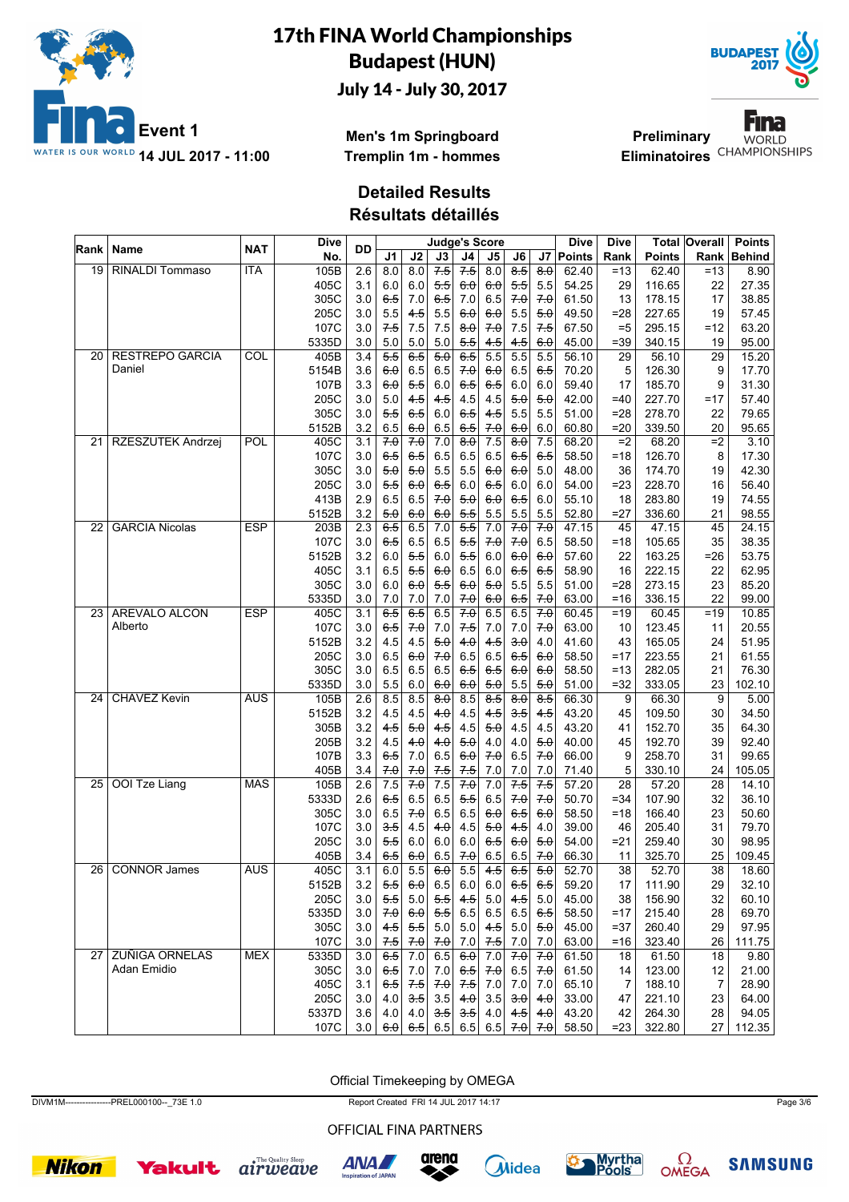# 17th FINA World Championships
## Budapest (HUN)
### July 14 - July 30, 2017

**Event 1** **14 JUL 2017 - 11:00**

**Men's 1m Springboard**
**Tremplin 1m - hommes**

**Preliminary**
**Eliminatoires**

## Detailed Results
## Résultats détaillés

| Rank | Name | NAT | Dive No. | DD | J1 | J2 | J3 | J4 | J5 | J6 | J7 | Dive Points | Dive Rank | Total Points | Overall Rank | Points Behind |
|---|---|---|---|---|---|---|---|---|---|---|---|---|---|---|---|---|
| 19 | RINALDI Tommaso | ITA | 105B | 2.6 | 8.0 | 8.0 | ~~7.5~~ | ~~7.5~~ | 8.0 | ~~8.5~~ | ~~8.0~~ | 62.40 | =13 | 62.40 | =13 | 8.90 |
| | | | 405C | 3.1 | 6.0 | 6.0 | ~~5.5~~ | ~~6.0~~ | ~~6.0~~ | ~~5.5~~ | 5.5 | 54.25 | 29 | 116.65 | 22 | 27.35 |
| | | | 305C | 3.0 | ~~6.5~~ | 7.0 | ~~6.5~~ | 7.0 | 6.5 | ~~7.0~~ | ~~7.0~~ | 61.50 | 13 | 178.15 | 17 | 38.85 |
| | | | 205C | 3.0 | 5.5 | ~~4.5~~ | 5.5 | ~~6.0~~ | ~~6.0~~ | 5.5 | ~~5.0~~ | 49.50 | =28 | 227.65 | 19 | 57.45 |
| | | | 107C | 3.0 | ~~7.5~~ | 7.5 | 7.5 | ~~8.0~~ | ~~7.0~~ | 7.5 | ~~7.5~~ | 67.50 | =5 | 295.15 | =12 | 63.20 |
| | | | 5335D | 3.0 | 5.0 | 5.0 | 5.0 | ~~5.5~~ | ~~4.5~~ | ~~4.5~~ | ~~6.0~~ | 45.00 | =39 | 340.15 | 19 | 95.00 |
| 20 | RESTREPO GARCIA Daniel | COL | 405B | 3.4 | ~~5.5~~ | ~~6.5~~ | ~~5.0~~ | ~~6.5~~ | 5.5 | 5.5 | 5.5 | 56.10 | 29 | 56.10 | 29 | 15.20 |
| | | | 5154B | 3.6 | ~~6.0~~ | 6.5 | 6.5 | ~~7.0~~ | ~~6.0~~ | 6.5 | ~~6.5~~ | 70.20 | 5 | 126.30 | 9 | 17.70 |
| | | | 107B | 3.3 | ~~6.0~~ | ~~5.5~~ | 6.0 | ~~6.5~~ | ~~6.5~~ | 6.0 | 6.0 | 59.40 | 17 | 185.70 | 9 | 31.30 |
| | | | 205C | 3.0 | 5.0 | ~~4.5~~ | ~~4.5~~ | 4.5 | 4.5 | ~~5.0~~ | ~~5.0~~ | 42.00 | =40 | 227.70 | =17 | 57.40 |
| | | | 305C | 3.0 | ~~5.5~~ | ~~6.5~~ | 6.0 | ~~6.5~~ | ~~4.5~~ | 5.5 | 5.5 | 51.00 | =28 | 278.70 | 22 | 79.65 |
| | | | 5152B | 3.2 | 6.5 | ~~6.0~~ | 6.5 | ~~6.5~~ | ~~7.0~~ | ~~6.0~~ | 6.0 | 60.80 | =20 | 339.50 | 20 | 95.65 |
| 21 | RZESZUTEK Andrzej | POL | 405C | 3.1 | ~~7.0~~ | ~~7.0~~ | 7.0 | ~~8.0~~ | 7.5 | ~~8.0~~ | 7.5 | 68.20 | =2 | 68.20 | =2 | 3.10 |
| | | | 107C | 3.0 | ~~6.5~~ | ~~6.5~~ | 6.5 | 6.5 | 6.5 | ~~6.5~~ | ~~6.5~~ | 58.50 | =18 | 126.70 | 8 | 17.30 |
| | | | 305C | 3.0 | ~~5.0~~ | ~~5.0~~ | 5.5 | 5.5 | ~~6.0~~ | ~~6.0~~ | 5.0 | 48.00 | 36 | 174.70 | 19 | 42.30 |
| | | | 205C | 3.0 | ~~5.5~~ | ~~6.0~~ | ~~6.5~~ | 6.0 | ~~6.5~~ | 6.0 | 6.0 | 54.00 | =23 | 228.70 | 16 | 56.40 |
| | | | 413B | 2.9 | 6.5 | 6.5 | ~~7.0~~ | ~~5.0~~ | ~~6.0~~ | ~~6.5~~ | 6.0 | 55.10 | 18 | 283.80 | 19 | 74.55 |
| | | | 5152B | 3.2 | ~~5.0~~ | ~~6.0~~ | ~~6.0~~ | ~~5.5~~ | 5.5 | 5.5 | 5.5 | 52.80 | =27 | 336.60 | 21 | 98.55 |
| 22 | GARCIA Nicolas | ESP | 203B | 2.3 | ~~6.5~~ | 6.5 | 7.0 | ~~5.5~~ | 7.0 | ~~7.0~~ | ~~7.0~~ | 47.15 | 45 | 47.15 | 45 | 24.15 |
| | | | 107C | 3.0 | ~~6.5~~ | 6.5 | 6.5 | ~~5.5~~ | ~~7.0~~ | ~~7.0~~ | 6.5 | 58.50 | =18 | 105.65 | 35 | 38.35 |
| | | | 5152B | 3.2 | 6.0 | ~~5.5~~ | 6.0 | ~~5.5~~ | 6.0 | ~~6.0~~ | ~~6.0~~ | 57.60 | 22 | 163.25 | =26 | 53.75 |
| | | | 405C | 3.1 | 6.5 | ~~5.5~~ | ~~6.0~~ | 6.5 | 6.0 | ~~6.5~~ | ~~6.5~~ | 58.90 | 16 | 222.15 | 22 | 62.95 |
| | | | 305C | 3.0 | 6.0 | ~~6.0~~ | ~~5.5~~ | ~~6.0~~ | ~~5.0~~ | 5.5 | 5.5 | 51.00 | =28 | 273.15 | 23 | 85.20 |
| | | | 5335D | 3.0 | 7.0 | 7.0 | 7.0 | ~~7.0~~ | ~~6.0~~ | ~~6.5~~ | ~~7.0~~ | 63.00 | =16 | 336.15 | 22 | 99.00 |
| 23 | AREVALO ALCON Alberto | ESP | 405C | 3.1 | ~~6.5~~ | ~~6.5~~ | 6.5 | ~~7.0~~ | 6.5 | 6.5 | ~~7.0~~ | 60.45 | =19 | 60.45 | =19 | 10.85 |
| | | | 107C | 3.0 | ~~6.5~~ | ~~7.0~~ | 7.0 | ~~7.5~~ | 7.0 | 7.0 | ~~7.0~~ | 63.00 | 10 | 123.45 | 11 | 20.55 |
| | | | 5152B | 3.2 | 4.5 | 4.5 | ~~5.0~~ | ~~4.0~~ | ~~4.5~~ | ~~3.0~~ | 4.0 | 41.60 | 43 | 165.05 | 24 | 51.95 |
| | | | 205C | 3.0 | 6.5 | ~~6.0~~ | ~~7.0~~ | 6.5 | 6.5 | ~~6.5~~ | ~~6.0~~ | 58.50 | =17 | 223.55 | 21 | 61.55 |
| | | | 305C | 3.0 | 6.5 | 6.5 | 6.5 | ~~6.5~~ | ~~6.5~~ | ~~6.0~~ | ~~6.0~~ | 58.50 | =13 | 282.05 | 21 | 76.30 |
| | | | 5335D | 3.0 | 5.5 | 6.0 | ~~6.0~~ | ~~6.0~~ | ~~5.0~~ | 5.5 | ~~5.0~~ | 51.00 | =32 | 333.05 | 23 | 102.10 |
| 24 | CHAVEZ Kevin | AUS | 105B | 2.6 | 8.5 | 8.5 | ~~8.0~~ | 8.5 | ~~8.5~~ | ~~8.0~~ | ~~8.5~~ | 66.30 | 9 | 66.30 | 9 | 5.00 |
| | | | 5152B | 3.2 | 4.5 | 4.5 | ~~4.0~~ | 4.5 | ~~4.5~~ | ~~3.5~~ | ~~4.5~~ | 43.20 | 45 | 109.50 | 30 | 34.50 |
| | | | 305B | 3.2 | ~~4.5~~ | ~~5.0~~ | ~~4.5~~ | 4.5 | ~~5.0~~ | 4.5 | 4.5 | 43.20 | 41 | 152.70 | 35 | 64.30 |
| | | | 205B | 3.2 | 4.5 | ~~4.0~~ | ~~4.0~~ | ~~5.0~~ | 4.0 | 4.0 | ~~5.0~~ | 40.00 | 45 | 192.70 | 39 | 92.40 |
| | | | 107B | 3.3 | ~~6.5~~ | 7.0 | 6.5 | ~~6.0~~ | ~~7.0~~ | 6.5 | ~~7.0~~ | 66.00 | 9 | 258.70 | 31 | 99.65 |
| | | | 405B | 3.4 | ~~7.0~~ | ~~7.0~~ | ~~7.5~~ | ~~7.5~~ | 7.0 | 7.0 | 7.0 | 71.40 | 5 | 330.10 | 24 | 105.05 |
| 25 | OOI Tze Liang | MAS | 105B | 2.6 | 7.5 | ~~7.0~~ | 7.5 | ~~7.0~~ | 7.0 | ~~7.5~~ | ~~7.5~~ | 57.20 | 28 | 57.20 | 28 | 14.10 |
| | | | 5333D | 2.6 | ~~6.5~~ | 6.5 | 6.5 | ~~5.5~~ | 6.5 | ~~7.0~~ | ~~7.0~~ | 50.70 | =34 | 107.90 | 32 | 36.10 |
| | | | 305C | 3.0 | 6.5 | ~~7.0~~ | 6.5 | 6.5 | ~~6.0~~ | ~~6.5~~ | ~~6.0~~ | 58.50 | =18 | 166.40 | 23 | 50.60 |
| | | | 107C | 3.0 | ~~3.5~~ | 4.5 | ~~4.0~~ | 4.5 | ~~5.0~~ | ~~4.5~~ | 4.0 | 39.00 | 46 | 205.40 | 31 | 79.70 |
| | | | 205C | 3.0 | ~~5.5~~ | 6.0 | 6.0 | 6.0 | ~~6.5~~ | ~~6.0~~ | ~~5.0~~ | 54.00 | =21 | 259.40 | 30 | 98.95 |
| | | | 405B | 3.4 | ~~6.5~~ | ~~6.0~~ | 6.5 | ~~7.0~~ | 6.5 | 6.5 | ~~7.0~~ | 66.30 | 11 | 325.70 | 25 | 109.45 |
| 26 | CONNOR James | AUS | 405C | 3.1 | 6.0 | 5.5 | ~~6.0~~ | 5.5 | ~~4.5~~ | ~~6.5~~ | ~~5.0~~ | 52.70 | 38 | 52.70 | 38 | 18.60 |
| | | | 5152B | 3.2 | ~~5.5~~ | ~~6.0~~ | 6.5 | 6.0 | 6.0 | ~~6.5~~ | ~~6.5~~ | 59.20 | 17 | 111.90 | 29 | 32.10 |
| | | | 205C | 3.0 | ~~5.5~~ | 5.0 | ~~5.5~~ | ~~4.5~~ | 5.0 | ~~4.5~~ | 5.0 | 45.00 | 38 | 156.90 | 32 | 60.10 |
| | | | 5335D | 3.0 | ~~7.0~~ | ~~6.0~~ | ~~5.5~~ | 6.5 | 6.5 | 6.5 | ~~6.5~~ | 58.50 | =17 | 215.40 | 28 | 69.70 |
| | | | 305C | 3.0 | ~~4.5~~ | ~~5.5~~ | 5.0 | 5.0 | ~~4.5~~ | 5.0 | ~~5.0~~ | 45.00 | =37 | 260.40 | 29 | 97.95 |
| | | | 107C | 3.0 | ~~7.5~~ | ~~7.0~~ | ~~7.0~~ | 7.0 | ~~7.5~~ | 7.0 | 7.0 | 63.00 | =16 | 323.40 | 26 | 111.75 |
| 27 | ZUÑIGA ORNELAS Adan Emidio | MEX | 5335D | 3.0 | ~~6.5~~ | 7.0 | 6.5 | ~~6.0~~ | 7.0 | ~~7.0~~ | ~~7.0~~ | 61.50 | 18 | 61.50 | 18 | 9.80 |
| | | | 305C | 3.0 | ~~6.5~~ | 7.0 | 7.0 | ~~6.5~~ | ~~7.0~~ | 6.5 | ~~7.0~~ | 61.50 | 14 | 123.00 | 12 | 21.00 |
| | | | 405C | 3.1 | ~~6.5~~ | ~~7.5~~ | ~~7.0~~ | ~~7.5~~ | 7.0 | 7.0 | 7.0 | 65.10 | 7 | 188.10 | 7 | 28.90 |
| | | | 205C | 3.0 | 4.0 | ~~3.5~~ | 3.5 | ~~4.0~~ | 3.5 | ~~3.0~~ | ~~4.0~~ | 33.00 | 47 | 221.10 | 23 | 64.00 |
| | | | 5337D | 3.6 | 4.0 | 4.0 | ~~3.5~~ | ~~3.5~~ | 4.0 | ~~4.5~~ | ~~4.0~~ | 43.20 | 42 | 264.30 | 28 | 94.05 |
| | | | 107C | 3.0 | ~~6.0~~ | ~~6.5~~ | 6.5 | 6.5 | 6.5 | ~~7.0~~ | ~~7.0~~ | 58.50 | =23 | 322.80 | 27 | 112.35 |

Official Timekeeping by OMEGA

DIVM1M----------------PREL000100--_73E 1.0 Report Created FRI 14 JUL 2017 14:17

OFFICIAL FINA PARTNERS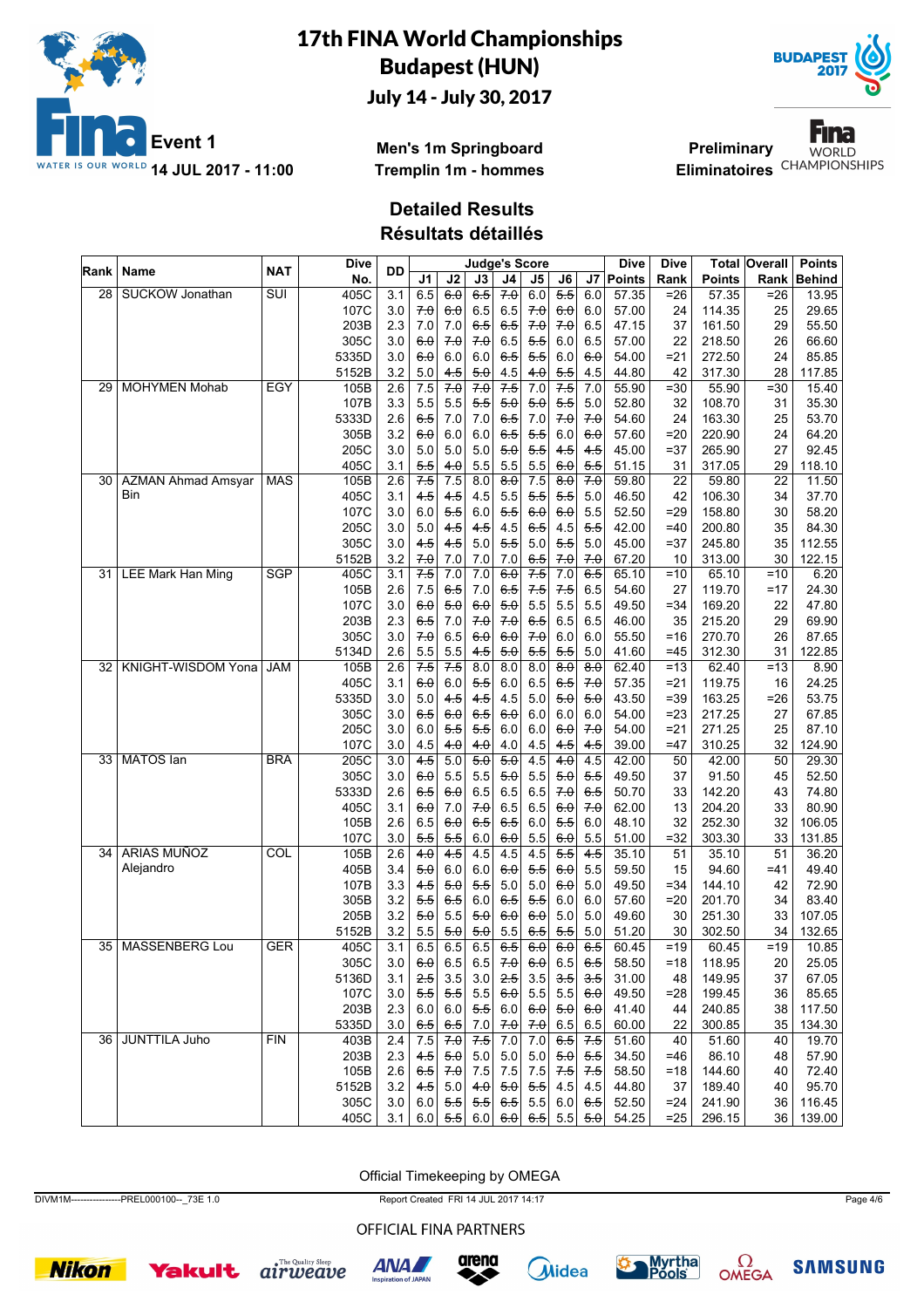# 17th FINA World Championships Budapest (HUN)

**July 14 - July 30, 2017**

**Event 1** **14 JUL 2017 - 11:00**

**Men's 1m Springboard**
**Tremplin 1m - hommes**

**Preliminary**
**Eliminatoires**

## Detailed Results
## Résultats détaillés

| Rank | Name | NAT | Dive No. | DD | J1 | J2 | J3 | J4 | J5 | J6 | J7 | Dive Points | Dive Rank | Total Points | Overall Rank | Points Behind |
|---|---|---|---|---|---|---|---|---|---|---|---|---|---|---|---|---|
| 28 | SUCKOW Jonathan | SUI | 405C | 3.1 | 6.5 | 6.0 | 6.5 | 7.0 | 6.0 | 5.5 | 6.0 | 57.35 | =26 | 57.35 | =26 | 13.95 |
| | | | 107C | 3.0 | 7.0 | 6.0 | 6.5 | 6.5 | 7.0 | 6.0 | 6.0 | 57.00 | 24 | 114.35 | 25 | 29.65 |
| | | | 203B | 2.3 | 7.0 | 7.0 | 6.5 | 6.5 | 7.0 | 7.0 | 6.5 | 47.15 | 37 | 161.50 | 29 | 55.50 |
| | | | 305C | 3.0 | 6.0 | 7.0 | 7.0 | 6.5 | 5.5 | 6.0 | 6.5 | 57.00 | 22 | 218.50 | 26 | 66.60 |
| | | | 5335D | 3.0 | 6.0 | 6.0 | 6.0 | 6.5 | 5.5 | 6.0 | 6.0 | 54.00 | =21 | 272.50 | 24 | 85.85 |
| | | | 5152B | 3.2 | 5.0 | 4.5 | 5.0 | 4.5 | 4.0 | 5.5 | 4.5 | 44.80 | 42 | 317.30 | 28 | 117.85 |
| 29 | MOHYMEN Mohab | EGY | 105B | 2.6 | 7.5 | 7.0 | 7.0 | 7.5 | 7.0 | 7.5 | 7.0 | 55.90 | =30 | 55.90 | =30 | 15.40 |
| | | | 107B | 3.3 | 5.5 | 5.5 | 5.5 | 5.0 | 5.0 | 5.5 | 5.0 | 52.80 | 32 | 108.70 | 31 | 35.30 |
| | | | 5333D | 2.6 | 6.5 | 7.0 | 7.0 | 6.5 | 7.0 | 7.0 | 7.0 | 54.60 | 24 | 163.30 | 25 | 53.70 |
| | | | 305B | 3.2 | 6.0 | 6.0 | 6.0 | 6.5 | 5.5 | 6.0 | 6.0 | 57.60 | =20 | 220.90 | 24 | 64.20 |
| | | | 205C | 3.0 | 5.0 | 5.0 | 5.0 | 5.0 | 5.5 | 4.5 | 4.5 | 45.00 | =37 | 265.90 | 27 | 92.45 |
| | | | 405C | 3.1 | 5.5 | 4.0 | 5.5 | 5.5 | 5.5 | 6.0 | 5.5 | 51.15 | 31 | 317.05 | 29 | 118.10 |
| 30 | AZMAN Ahmad Amsyar Bin | MAS | 105B | 2.6 | 7.5 | 7.5 | 8.0 | 8.0 | 7.5 | 8.0 | 7.0 | 59.80 | 22 | 59.80 | 22 | 11.50 |
| | | | 405C | 3.1 | 4.5 | 4.5 | 4.5 | 5.5 | 5.5 | 5.5 | 5.0 | 46.50 | 42 | 106.30 | 34 | 37.70 |
| | | | 107C | 3.0 | 6.0 | 5.5 | 6.0 | 5.5 | 6.0 | 6.0 | 5.5 | 52.50 | =29 | 158.80 | 30 | 58.20 |
| | | | 205C | 3.0 | 5.0 | 4.5 | 4.5 | 4.5 | 6.5 | 4.5 | 5.5 | 42.00 | =40 | 200.80 | 35 | 84.30 |
| | | | 305C | 3.0 | 4.5 | 4.5 | 5.0 | 5.5 | 5.0 | 5.5 | 5.0 | 45.00 | =37 | 245.80 | 35 | 112.55 |
| | | | 5152B | 3.2 | 7.0 | 7.0 | 7.0 | 7.0 | 6.5 | 7.0 | 7.0 | 67.20 | 10 | 313.00 | 30 | 122.15 |
| 31 | LEE Mark Han Ming | SGP | 405C | 3.1 | 7.5 | 7.0 | 7.0 | 6.0 | 7.5 | 7.0 | 6.5 | 65.10 | =10 | 65.10 | =10 | 6.20 |
| | | | 105B | 2.6 | 7.5 | 6.5 | 7.0 | 6.5 | 7.5 | 7.5 | 6.5 | 54.60 | 27 | 119.70 | =17 | 24.30 |
| | | | 107C | 3.0 | 6.0 | 5.0 | 6.0 | 5.0 | 5.5 | 5.5 | 5.5 | 49.50 | =34 | 169.20 | 22 | 47.80 |
| | | | 203B | 2.3 | 6.5 | 7.0 | 7.0 | 7.0 | 6.5 | 6.5 | 6.5 | 46.00 | 35 | 215.20 | 29 | 69.90 |
| | | | 305C | 3.0 | 7.0 | 6.5 | 6.0 | 6.0 | 7.0 | 6.0 | 6.0 | 55.50 | =16 | 270.70 | 26 | 87.65 |
| | | | 5134D | 2.6 | 5.5 | 5.5 | 4.5 | 5.0 | 5.5 | 5.5 | 5.0 | 41.60 | =45 | 312.30 | 31 | 122.85 |
| 32 | KNIGHT-WISDOM Yona | JAM | 105B | 2.6 | 7.5 | 7.5 | 8.0 | 8.0 | 8.0 | 8.0 | 8.0 | 62.40 | =13 | 62.40 | =13 | 8.90 |
| | | | 405C | 3.1 | 6.0 | 6.0 | 5.5 | 6.0 | 6.5 | 6.5 | 7.0 | 57.35 | =21 | 119.75 | 16 | 24.25 |
| | | | 5335D | 3.0 | 5.0 | 4.5 | 4.5 | 4.5 | 5.0 | 5.0 | 5.0 | 43.50 | =39 | 163.25 | =26 | 53.75 |
| | | | 305C | 3.0 | 6.5 | 6.0 | 6.5 | 6.0 | 6.0 | 6.0 | 6.0 | 54.00 | =23 | 217.25 | 27 | 67.85 |
| | | | 205C | 3.0 | 6.0 | 5.5 | 5.5 | 6.0 | 6.0 | 6.0 | 7.0 | 54.00 | =21 | 271.25 | 25 | 87.10 |
| | | | 107C | 3.0 | 4.5 | 4.0 | 4.0 | 4.0 | 4.5 | 4.5 | 4.5 | 39.00 | =47 | 310.25 | 32 | 124.90 |
| 33 | MATOS Ian | BRA | 205C | 3.0 | 4.5 | 5.0 | 5.0 | 5.0 | 4.5 | 4.0 | 4.5 | 42.00 | 50 | 42.00 | 50 | 29.30 |
| | | | 305C | 3.0 | 6.0 | 5.5 | 5.5 | 5.0 | 5.5 | 5.0 | 5.5 | 49.50 | 37 | 91.50 | 45 | 52.50 |
| | | | 5333D | 2.6 | 6.5 | 6.0 | 6.5 | 6.5 | 6.5 | 7.0 | 6.5 | 50.70 | 33 | 142.20 | 43 | 74.80 |
| | | | 405C | 3.1 | 6.0 | 7.0 | 7.0 | 6.5 | 6.5 | 6.0 | 7.0 | 62.00 | 13 | 204.20 | 33 | 80.90 |
| | | | 105B | 2.6 | 6.5 | 6.0 | 6.5 | 6.5 | 6.0 | 5.5 | 6.0 | 48.10 | 32 | 252.30 | 32 | 106.05 |
| | | | 107C | 3.0 | 5.5 | 5.5 | 6.0 | 6.0 | 5.5 | 6.0 | 5.5 | 51.00 | =32 | 303.30 | 33 | 131.85 |
| 34 | ARIAS MUÑOZ Alejandro | COL | 105B | 2.6 | 4.0 | 4.5 | 4.5 | 4.5 | 4.5 | 5.5 | 4.5 | 35.10 | 51 | 35.10 | 51 | 36.20 |
| | | | 405B | 3.4 | 5.0 | 6.0 | 6.0 | 6.0 | 5.5 | 6.0 | 5.5 | 59.50 | 15 | 94.60 | =41 | 49.40 |
| | | | 107B | 3.3 | 4.5 | 5.0 | 5.5 | 5.0 | 5.0 | 6.0 | 5.0 | 49.50 | =34 | 144.10 | 42 | 72.90 |
| | | | 305B | 3.2 | 5.5 | 6.5 | 6.0 | 6.5 | 5.5 | 6.0 | 6.0 | 57.60 | =20 | 201.70 | 34 | 83.40 |
| | | | 205B | 3.2 | 5.0 | 5.5 | 5.0 | 6.0 | 6.0 | 5.0 | 5.0 | 49.60 | 30 | 251.30 | 33 | 107.05 |
| | | | 5152B | 3.2 | 5.5 | 5.0 | 5.0 | 5.5 | 6.5 | 5.5 | 5.0 | 51.20 | 30 | 302.50 | 34 | 132.65 |
| 35 | MASSENBERG Lou | GER | 405C | 3.1 | 6.5 | 6.5 | 6.5 | 6.5 | 6.0 | 6.0 | 6.5 | 60.45 | =19 | 60.45 | =19 | 10.85 |
| | | | 305C | 3.0 | 6.0 | 6.5 | 6.5 | 7.0 | 6.0 | 6.5 | 6.5 | 58.50 | =18 | 118.95 | 20 | 25.05 |
| | | | 5136D | 3.1 | 2.5 | 3.5 | 3.0 | 2.5 | 3.5 | 3.5 | 3.5 | 31.00 | 48 | 149.95 | 37 | 67.05 |
| | | | 107C | 3.0 | 5.5 | 5.5 | 5.5 | 6.0 | 5.5 | 5.5 | 6.0 | 49.50 | =28 | 199.45 | 36 | 85.65 |
| | | | 203B | 2.3 | 6.0 | 6.0 | 5.5 | 6.0 | 6.0 | 5.0 | 6.0 | 41.40 | 44 | 240.85 | 38 | 117.50 |
| | | | 5335D | 3.0 | 6.5 | 6.5 | 7.0 | 7.0 | 7.0 | 6.5 | 6.5 | 60.00 | 22 | 300.85 | 35 | 134.30 |
| 36 | JUNTTILA Juho | FIN | 403B | 2.4 | 7.5 | 7.0 | 7.5 | 7.0 | 7.0 | 6.5 | 7.5 | 51.60 | 40 | 51.60 | 40 | 19.70 |
| | | | 203B | 2.3 | 4.5 | 5.0 | 5.0 | 5.0 | 5.0 | 5.0 | 5.5 | 34.50 | =46 | 86.10 | 48 | 57.90 |
| | | | 105B | 2.6 | 6.5 | 7.0 | 7.5 | 7.5 | 7.5 | 7.5 | 7.5 | 58.50 | =18 | 144.60 | 40 | 72.40 |
| | | | 5152B | 3.2 | 4.5 | 5.0 | 4.0 | 5.0 | 5.5 | 4.5 | 4.5 | 44.80 | 37 | 189.40 | 40 | 95.70 |
| | | | 305C | 3.0 | 6.0 | 5.5 | 5.5 | 6.5 | 5.5 | 6.0 | 6.5 | 52.50 | =24 | 241.90 | 36 | 116.45 |
| | | | 405C | 3.1 | 6.0 | 5.5 | 6.0 | 6.0 | 6.5 | 5.5 | 5.0 | 54.25 | =25 | 296.15 | 36 | 139.00 |

Official Timekeeping by OMEGA

DIVM1M----------------PREL000100--_73E 1.0 Report Created FRI 14 JUL 2017 14:17

OFFICIAL FINA PARTNERS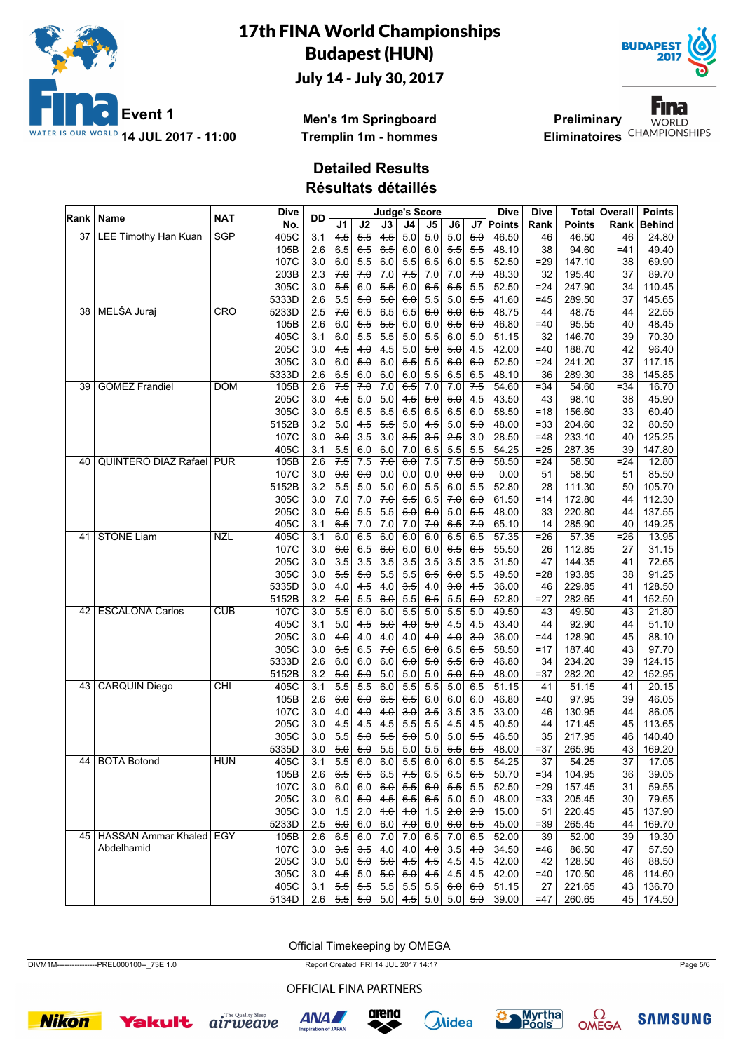# 17th FINA World Championships
## Budapest (HUN)
### July 14 - July 30, 2017

**Event 1** 14 JUL 2017 - 11:00

**Men's 1m Springboard**
**Tremplin 1m - hommes**

**Preliminary**
**Eliminatoires**

## Detailed Results
## Résultats détaillés

| Rank | Name | NAT | Dive No. | DD | J1 | J2 | J3 | J4 | J5 | J6 | J7 | Dive Points | Dive Rank | Total Points | Overall Rank | Points Behind |
|---|---|---|---|---|---|---|---|---|---|---|---|---|---|---|---|---|
| 37 | LEE Timothy Han Kuan | SGP | 405C | 3.1 | 4.5 | 5.5 | 4.5 | 5.0 | 5.0 | 5.0 | 5.0 | 46.50 | 46 | 46.50 | 46 | 24.80 |
| | | | 105B | 2.6 | 6.5 | 6.5 | 6.5 | 6.0 | 6.0 | 5.5 | 5.5 | 48.10 | 38 | 94.60 | =41 | 49.40 |
| | | | 107C | 3.0 | 6.0 | 5.5 | 6.0 | 5.5 | 6.5 | 6.0 | 5.5 | 52.50 | =29 | 147.10 | 38 | 69.90 |
| | | | 203B | 2.3 | 7.0 | 7.0 | 7.0 | 7.5 | 7.0 | 7.0 | 7.0 | 48.30 | 32 | 195.40 | 37 | 89.70 |
| | | | 305C | 3.0 | 5.5 | 6.0 | 5.5 | 6.0 | 6.5 | 6.5 | 5.5 | 52.50 | =24 | 247.90 | 34 | 110.45 |
| | | | 5333D | 2.6 | 5.5 | 5.0 | 5.0 | 6.0 | 5.5 | 5.0 | 5.5 | 41.60 | =45 | 289.50 | 37 | 145.65 |
| 38 | MELŠA Juraj | CRO | 5233D | 2.5 | 7.0 | 6.5 | 6.5 | 6.5 | 6.0 | 6.0 | 6.5 | 48.75 | 44 | 48.75 | 44 | 22.55 |
| | | | 105B | 2.6 | 6.0 | 5.5 | 5.5 | 6.0 | 6.0 | 6.5 | 6.0 | 46.80 | =40 | 95.55 | 40 | 48.45 |
| | | | 405C | 3.1 | 6.0 | 5.5 | 5.5 | 5.0 | 5.5 | 6.0 | 5.0 | 51.15 | 32 | 146.70 | 39 | 70.30 |
| | | | 205C | 3.0 | 4.5 | 4.0 | 4.5 | 5.0 | 5.0 | 5.0 | 4.5 | 42.00 | =40 | 188.70 | 42 | 96.40 |
| | | | 305C | 3.0 | 6.0 | 5.0 | 6.0 | 5.5 | 5.5 | 6.0 | 6.0 | 52.50 | =24 | 241.20 | 37 | 117.15 |
| | | | 5333D | 2.6 | 6.5 | 6.0 | 6.0 | 6.0 | 5.5 | 6.5 | 6.5 | 48.10 | 36 | 289.30 | 38 | 145.85 |
| 39 | GOMEZ Frandiel | DOM | 105B | 2.6 | 7.5 | 7.0 | 7.0 | 6.5 | 7.0 | 7.0 | 7.5 | 54.60 | =34 | 54.60 | =34 | 16.70 |
| | | | 205C | 3.0 | 4.5 | 5.0 | 5.0 | 4.5 | 5.0 | 5.0 | 4.5 | 43.50 | 43 | 98.10 | 38 | 45.90 |
| | | | 305C | 3.0 | 6.5 | 6.5 | 6.5 | 6.5 | 6.5 | 6.5 | 6.0 | 58.50 | =18 | 156.60 | 33 | 60.40 |
| | | | 5152B | 3.2 | 5.0 | 4.5 | 5.5 | 5.0 | 4.5 | 5.0 | 5.0 | 48.00 | =33 | 204.60 | 32 | 80.50 |
| | | | 107C | 3.0 | 3.0 | 3.5 | 3.0 | 3.5 | 3.5 | 2.5 | 3.0 | 28.50 | =48 | 233.10 | 40 | 125.25 |
| | | | 405C | 3.1 | 5.5 | 6.0 | 6.0 | 7.0 | 6.5 | 5.5 | 5.5 | 54.25 | =25 | 287.35 | 39 | 147.80 |
| 40 | QUINTERO DIAZ Rafael | PUR | 105B | 2.6 | 7.5 | 7.5 | 7.0 | 8.0 | 7.5 | 7.5 | 8.0 | 58.50 | =24 | 58.50 | =24 | 12.80 |
| | | | 107C | 3.0 | 0.0 | 0.0 | 0.0 | 0.0 | 0.0 | 0.0 | 0.0 | 0.00 | 51 | 58.50 | 51 | 85.50 |
| | | | 5152B | 3.2 | 5.5 | 5.0 | 5.0 | 6.0 | 5.5 | 6.0 | 5.5 | 52.80 | 28 | 111.30 | 50 | 105.70 |
| | | | 305C | 3.0 | 7.0 | 7.0 | 7.0 | 5.5 | 6.5 | 7.0 | 6.0 | 61.50 | =14 | 172.80 | 44 | 112.30 |
| | | | 205C | 3.0 | 5.0 | 5.5 | 5.5 | 5.0 | 6.0 | 5.0 | 5.5 | 48.00 | 33 | 220.80 | 44 | 137.55 |
| | | | 405C | 3.1 | 6.5 | 7.0 | 7.0 | 7.0 | 7.0 | 6.5 | 7.0 | 65.10 | 14 | 285.90 | 40 | 149.25 |
| 41 | STONE Liam | NZL | 405C | 3.1 | 6.0 | 6.5 | 6.0 | 6.0 | 6.0 | 6.5 | 6.5 | 57.35 | =26 | 57.35 | =26 | 13.95 |
| | | | 107C | 3.0 | 6.0 | 6.5 | 6.0 | 6.0 | 6.0 | 6.5 | 6.5 | 55.50 | 26 | 112.85 | 27 | 31.15 |
| | | | 205C | 3.0 | 3.5 | 3.5 | 3.5 | 3.5 | 3.5 | 3.5 | 3.5 | 31.50 | 47 | 144.35 | 41 | 72.65 |
| | | | 305C | 3.0 | 5.5 | 5.0 | 5.5 | 5.5 | 6.5 | 6.0 | 5.5 | 49.50 | =28 | 193.85 | 38 | 91.25 |
| | | | 5335D | 3.0 | 4.0 | 4.5 | 4.0 | 3.5 | 4.0 | 3.0 | 4.5 | 36.00 | 46 | 229.85 | 41 | 128.50 |
| | | | 5152B | 3.2 | 5.0 | 5.5 | 6.0 | 5.5 | 6.5 | 5.5 | 5.0 | 52.80 | =27 | 282.65 | 41 | 152.50 |
| 42 | ESCALONA Carlos | CUB | 107C | 3.0 | 5.5 | 6.0 | 6.0 | 5.5 | 5.0 | 5.5 | 5.0 | 49.50 | 43 | 49.50 | 43 | 21.80 |
| | | | 405C | 3.1 | 5.0 | 4.5 | 5.0 | 4.0 | 5.0 | 4.5 | 4.5 | 43.40 | 44 | 92.90 | 44 | 51.10 |
| | | | 205C | 3.0 | 4.0 | 4.0 | 4.0 | 4.0 | 4.0 | 4.0 | 3.0 | 36.00 | =44 | 128.90 | 45 | 88.10 |
| | | | 305C | 3.0 | 6.5 | 6.5 | 7.0 | 6.5 | 6.0 | 6.5 | 6.5 | 58.50 | =17 | 187.40 | 43 | 97.70 |
| | | | 5333D | 2.6 | 6.0 | 6.0 | 6.0 | 6.0 | 5.0 | 5.5 | 6.0 | 46.80 | 34 | 234.20 | 39 | 124.15 |
| | | | 5152B | 3.2 | 5.0 | 5.0 | 5.0 | 5.0 | 5.0 | 5.0 | 5.0 | 48.00 | =37 | 282.20 | 42 | 152.95 |
| 43 | CARQUIN Diego | CHI | 405C | 3.1 | 5.5 | 5.5 | 6.0 | 5.5 | 5.5 | 5.0 | 6.5 | 51.15 | 41 | 51.15 | 41 | 20.15 |
| | | | 105B | 2.6 | 6.0 | 6.0 | 6.5 | 6.5 | 6.0 | 6.0 | 6.0 | 46.80 | =40 | 97.95 | 39 | 46.05 |
| | | | 107C | 3.0 | 4.0 | 4.0 | 4.0 | 3.0 | 3.5 | 3.5 | 3.5 | 33.00 | 46 | 130.95 | 44 | 86.05 |
| | | | 205C | 3.0 | 4.5 | 4.5 | 4.5 | 5.5 | 5.5 | 4.5 | 4.5 | 40.50 | 44 | 171.45 | 45 | 113.65 |
| | | | 305C | 3.0 | 5.5 | 5.0 | 5.5 | 5.0 | 5.0 | 5.0 | 5.5 | 46.50 | 35 | 217.95 | 46 | 140.40 |
| | | | 5335D | 3.0 | 5.0 | 5.0 | 5.5 | 5.0 | 5.5 | 5.5 | 5.5 | 48.00 | =37 | 265.95 | 43 | 169.20 |
| 44 | BOTA Botond | HUN | 405C | 3.1 | 5.5 | 6.0 | 6.0 | 5.5 | 6.0 | 6.0 | 5.5 | 54.25 | 37 | 54.25 | 37 | 17.05 |
| | | | 105B | 2.6 | 6.5 | 6.5 | 6.5 | 7.5 | 6.5 | 6.5 | 6.5 | 50.70 | =34 | 104.95 | 36 | 39.05 |
| | | | 107C | 3.0 | 6.0 | 6.0 | 6.0 | 5.5 | 6.0 | 5.5 | 5.5 | 52.50 | =29 | 157.45 | 31 | 59.55 |
| | | | 205C | 3.0 | 6.0 | 5.0 | 4.5 | 6.5 | 6.5 | 5.0 | 5.0 | 48.00 | =33 | 205.45 | 30 | 79.65 |
| | | | 305C | 3.0 | 1.5 | 2.0 | 1.0 | 1.0 | 1.5 | 2.0 | 2.0 | 15.00 | 51 | 220.45 | 45 | 137.90 |
| | | | 5233D | 2.5 | 6.0 | 6.0 | 6.0 | 7.0 | 6.0 | 6.0 | 5.5 | 45.00 | =39 | 265.45 | 44 | 169.70 |
| 45 | HASSAN Ammar Khaled Abdelhamid | EGY | 105B | 2.6 | 6.5 | 6.0 | 7.0 | 7.0 | 6.5 | 7.0 | 6.5 | 52.00 | 39 | 52.00 | 39 | 19.30 |
| | | | 107C | 3.0 | 3.5 | 3.5 | 4.0 | 4.0 | 4.0 | 3.5 | 4.0 | 34.50 | =46 | 86.50 | 47 | 57.50 |
| | | | 205C | 3.0 | 5.0 | 5.0 | 5.0 | 4.5 | 4.5 | 4.5 | 4.5 | 42.00 | 42 | 128.50 | 46 | 88.50 |
| | | | 305C | 3.0 | 4.5 | 5.0 | 5.0 | 5.0 | 4.5 | 4.5 | 4.5 | 42.00 | =40 | 170.50 | 46 | 114.60 |
| | | | 405C | 3.1 | 5.5 | 5.5 | 5.5 | 5.5 | 5.5 | 6.0 | 6.0 | 51.15 | 27 | 221.65 | 43 | 136.70 |
| | | | 5134D | 2.6 | 5.5 | 5.0 | 5.0 | 4.5 | 5.0 | 5.0 | 5.0 | 39.00 | =47 | 260.65 | 45 | 174.50 |

Official Timekeeping by OMEGA

DIVM1M----------------PREL000100--_73E 1.0 Report Created FRI 14 JUL 2017 14:17

OFFICIAL FINA PARTNERS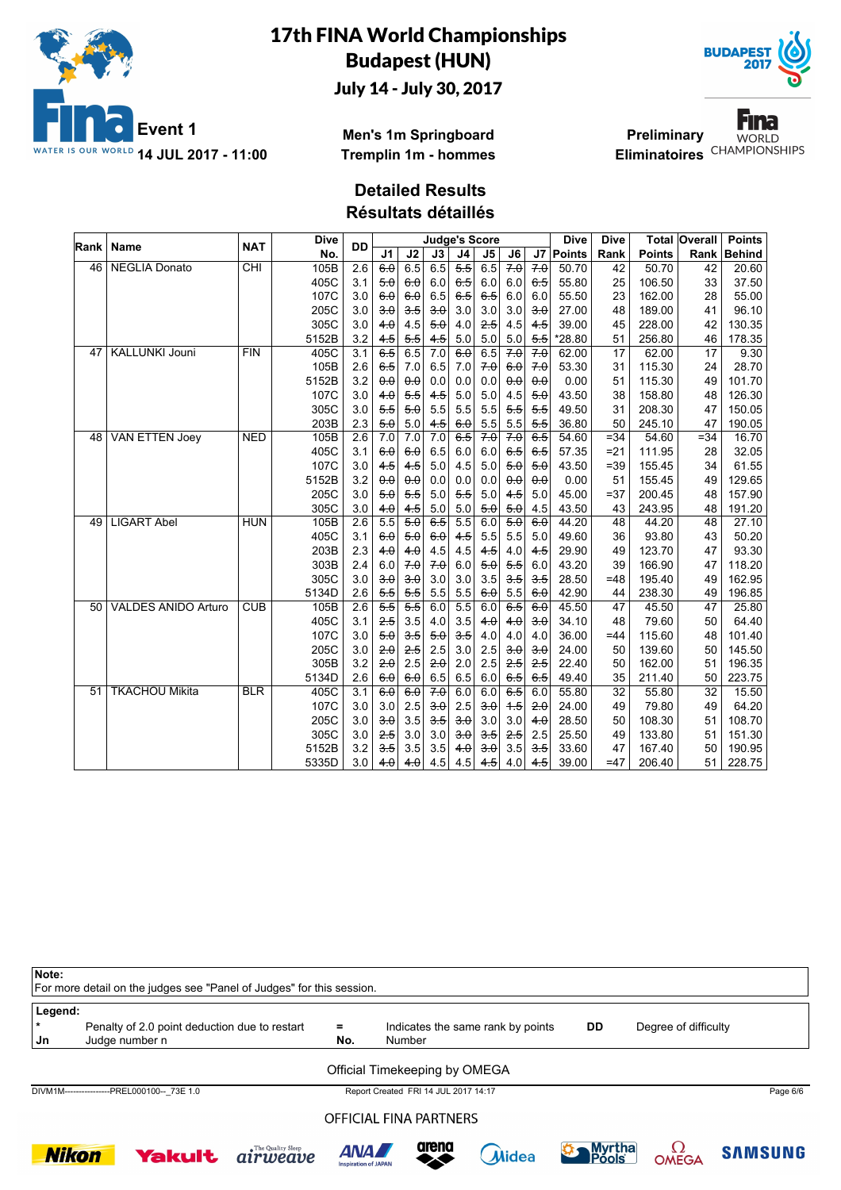# 17th FINA World Championships
## Budapest (HUN)
### July 14 - July 30, 2017

**Event 1** **14 JUL 2017 - 11:00**

**Men's 1m Springboard**
**Tremplin 1m - hommes**

**Preliminary**
**Eliminatoires**

## Detailed Results
## Résultats détaillés

| Rank | Name | NAT | Dive No. | DD | J1 | J2 | J3 | J4 | J5 | J6 | J7 | Dive Points | Dive Rank | Total Points | Overall Rank | Points Behind |
|---|---|---|---|---|---|---|---|---|---|---|---|---|---|---|---|---|
| 46 | NEGLIA Donato | CHI | 105B | 2.6 | ~~6.0~~ | 6.5 | 6.5 | ~~5.5~~ | 6.5 | ~~7.0~~ | ~~7.0~~ | 50.70 | 42 | 50.70 | 42 | 20.60 |
| | | | 405C | 3.1 | ~~5.0~~ | ~~6.0~~ | 6.0 | ~~6.5~~ | 6.0 | 6.0 | ~~6.5~~ | 55.80 | 25 | 106.50 | 33 | 37.50 |
| | | | 107C | 3.0 | ~~6.0~~ | ~~6.0~~ | 6.5 | ~~6.5~~ | ~~6.5~~ | 6.0 | 6.0 | 55.50 | 23 | 162.00 | 28 | 55.00 |
| | | | 205C | 3.0 | ~~3.0~~ | ~~3.5~~ | ~~3.0~~ | 3.0 | 3.0 | 3.0 | ~~3.0~~ | 27.00 | 48 | 189.00 | 41 | 96.10 |
| | | | 305C | 3.0 | ~~4.0~~ | 4.5 | ~~5.0~~ | 4.0 | ~~2.5~~ | 4.5 | ~~4.5~~ | 39.00 | 45 | 228.00 | 42 | 130.35 |
| | | | 5152B | 3.2 | ~~4.5~~ | ~~5.5~~ | ~~4.5~~ | 5.0 | 5.0 | 5.0 | ~~5.5~~ | *28.80 | 51 | 256.80 | 46 | 178.35 |
| 47 | KALLUNKI Jouni | FIN | 405C | 3.1 | ~~6.5~~ | 6.5 | 7.0 | ~~6.0~~ | 6.5 | ~~7.0~~ | ~~7.0~~ | 62.00 | 17 | 62.00 | 17 | 9.30 |
| | | | 105B | 2.6 | ~~6.5~~ | 7.0 | 6.5 | 7.0 | ~~7.0~~ | ~~6.0~~ | ~~7.0~~ | 53.30 | 31 | 115.30 | 24 | 28.70 |
| | | | 5152B | 3.2 | ~~0.0~~ | ~~0.0~~ | 0.0 | 0.0 | 0.0 | ~~0.0~~ | ~~0.0~~ | 0.00 | 51 | 115.30 | 49 | 101.70 |
| | | | 107C | 3.0 | ~~4.0~~ | ~~5.5~~ | ~~4.5~~ | 5.0 | 5.0 | 4.5 | ~~5.0~~ | 43.50 | 38 | 158.80 | 48 | 126.30 |
| | | | 305C | 3.0 | ~~5.5~~ | ~~5.0~~ | 5.5 | 5.5 | 5.5 | ~~5.5~~ | ~~5.5~~ | 49.50 | 31 | 208.30 | 47 | 150.05 |
| | | | 203B | 2.3 | ~~5.0~~ | 5.0 | ~~4.5~~ | ~~6.0~~ | 5.5 | 5.5 | ~~5.5~~ | 36.80 | 50 | 245.10 | 47 | 190.05 |
| 48 | VAN ETTEN Joey | NED | 105B | 2.6 | 7.0 | 7.0 | 7.0 | ~~6.5~~ | ~~7.0~~ | ~~7.0~~ | ~~6.5~~ | 54.60 | =34 | 54.60 | =34 | 16.70 |
| | | | 405C | 3.1 | ~~6.0~~ | ~~6.0~~ | 6.5 | 6.0 | 6.0 | ~~6.5~~ | ~~6.5~~ | 57.35 | =21 | 111.95 | 28 | 32.05 |
| | | | 107C | 3.0 | ~~4.5~~ | ~~4.5~~ | 5.0 | 4.5 | 5.0 | ~~5.0~~ | ~~5.0~~ | 43.50 | =39 | 155.45 | 34 | 61.55 |
| | | | 5152B | 3.2 | ~~0.0~~ | ~~0.0~~ | 0.0 | 0.0 | 0.0 | ~~0.0~~ | ~~0.0~~ | 0.00 | 51 | 155.45 | 49 | 129.65 |
| | | | 205C | 3.0 | ~~5.0~~ | ~~5.5~~ | 5.0 | ~~5.5~~ | 5.0 | ~~4.5~~ | 5.0 | 45.00 | =37 | 200.45 | 48 | 157.90 |
| | | | 305C | 3.0 | ~~4.0~~ | ~~4.5~~ | 5.0 | 5.0 | ~~5.0~~ | ~~5.0~~ | 4.5 | 43.50 | 43 | 243.95 | 48 | 191.20 |
| 49 | LIGART Abel | HUN | 105B | 2.6 | 5.5 | ~~5.0~~ | ~~6.5~~ | 5.5 | 6.0 | ~~5.0~~ | ~~6.0~~ | 44.20 | 48 | 44.20 | 48 | 27.10 |
| | | | 405C | 3.1 | ~~6.0~~ | ~~5.0~~ | ~~6.0~~ | ~~4.5~~ | 5.5 | 5.5 | 5.0 | 49.60 | 36 | 93.80 | 43 | 50.20 |
| | | | 203B | 2.3 | ~~4.0~~ | ~~4.0~~ | 4.5 | 4.5 | ~~4.5~~ | 4.0 | ~~4.5~~ | 29.90 | 49 | 123.70 | 47 | 93.30 |
| | | | 303B | 2.4 | 6.0 | ~~7.0~~ | ~~7.0~~ | 6.0 | ~~5.0~~ | ~~5.5~~ | 6.0 | 43.20 | 39 | 166.90 | 47 | 118.20 |
| | | | 305C | 3.0 | ~~3.0~~ | ~~3.0~~ | 3.0 | 3.0 | 3.5 | ~~3.5~~ | ~~3.5~~ | 28.50 | =48 | 195.40 | 49 | 162.95 |
| | | | 5134D | 2.6 | ~~5.5~~ | ~~5.5~~ | 5.5 | 5.5 | ~~6.0~~ | 5.5 | ~~6.0~~ | 42.90 | 44 | 238.30 | 49 | 196.85 |
| 50 | VALDES ANIDO Arturo | CUB | 105B | 2.6 | ~~5.5~~ | ~~5.5~~ | 6.0 | 5.5 | 6.0 | ~~6.5~~ | ~~6.0~~ | 45.50 | 47 | 45.50 | 47 | 25.80 |
| | | | 405C | 3.1 | ~~2.5~~ | 3.5 | 4.0 | 3.5 | ~~4.0~~ | ~~4.0~~ | ~~3.0~~ | 34.10 | 48 | 79.60 | 50 | 64.40 |
| | | | 107C | 3.0 | ~~5.0~~ | ~~3.5~~ | ~~5.0~~ | ~~3.5~~ | 4.0 | 4.0 | 4.0 | 36.00 | =44 | 115.60 | 48 | 101.40 |
| | | | 205C | 3.0 | ~~2.0~~ | ~~2.5~~ | 2.5 | 3.0 | 2.5 | ~~3.0~~ | ~~3.0~~ | 24.00 | 50 | 139.60 | 50 | 145.50 |
| | | | 305B | 3.2 | ~~2.0~~ | 2.5 | ~~2.0~~ | 2.0 | 2.5 | ~~2.5~~ | ~~2.5~~ | 22.40 | 50 | 162.00 | 51 | 196.35 |
| | | | 5134D | 2.6 | ~~6.0~~ | ~~6.0~~ | 6.5 | 6.5 | 6.0 | ~~6.5~~ | ~~6.5~~ | 49.40 | 35 | 211.40 | 50 | 223.75 |
| 51 | TKACHOU Mikita | BLR | 405C | 3.1 | ~~6.0~~ | ~~6.0~~ | ~~7.0~~ | 6.0 | 6.0 | ~~6.5~~ | 6.0 | 55.80 | 32 | 55.80 | 32 | 15.50 |
| | | | 107C | 3.0 | 3.0 | 2.5 | ~~3.0~~ | 2.5 | ~~3.0~~ | ~~1.5~~ | ~~2.0~~ | 24.00 | 49 | 79.80 | 49 | 64.20 |
| | | | 205C | 3.0 | ~~3.0~~ | 3.5 | ~~3.5~~ | ~~3.0~~ | 3.0 | 3.0 | ~~4.0~~ | 28.50 | 50 | 108.30 | 51 | 108.70 |
| | | | 305C | 3.0 | ~~2.5~~ | 3.0 | 3.0 | ~~3.0~~ | ~~3.5~~ | ~~2.5~~ | 2.5 | 25.50 | 49 | 133.80 | 51 | 151.30 |
| | | | 5152B | 3.2 | ~~3.5~~ | 3.5 | 3.5 | ~~4.0~~ | ~~3.0~~ | 3.5 | ~~3.5~~ | 33.60 | 47 | 167.40 | 50 | 190.95 |
| | | | 5335D | 3.0 | ~~4.0~~ | ~~4.0~~ | 4.5 | 4.5 | ~~4.5~~ | 4.0 | ~~4.5~~ | 39.00 | =47 | 206.40 | 51 | 228.75 |

**Note:**
For more detail on the judges see "Panel of Judges" for this session.

**Legend:**

| | | | | | |
|---|---|---|---|---|---|
| * | Penalty of 2.0 point deduction due to restart | = | Indicates the same rank by points | DD | Degree of difficulty |
| Jn | Judge number n | No. | Number | | |

Official Timekeeping by OMEGA

DIVM1M----------------PREL000100--_73E 1.0 Report Created FRI 14 JUL 2017 14:17

OFFICIAL FINA PARTNERS